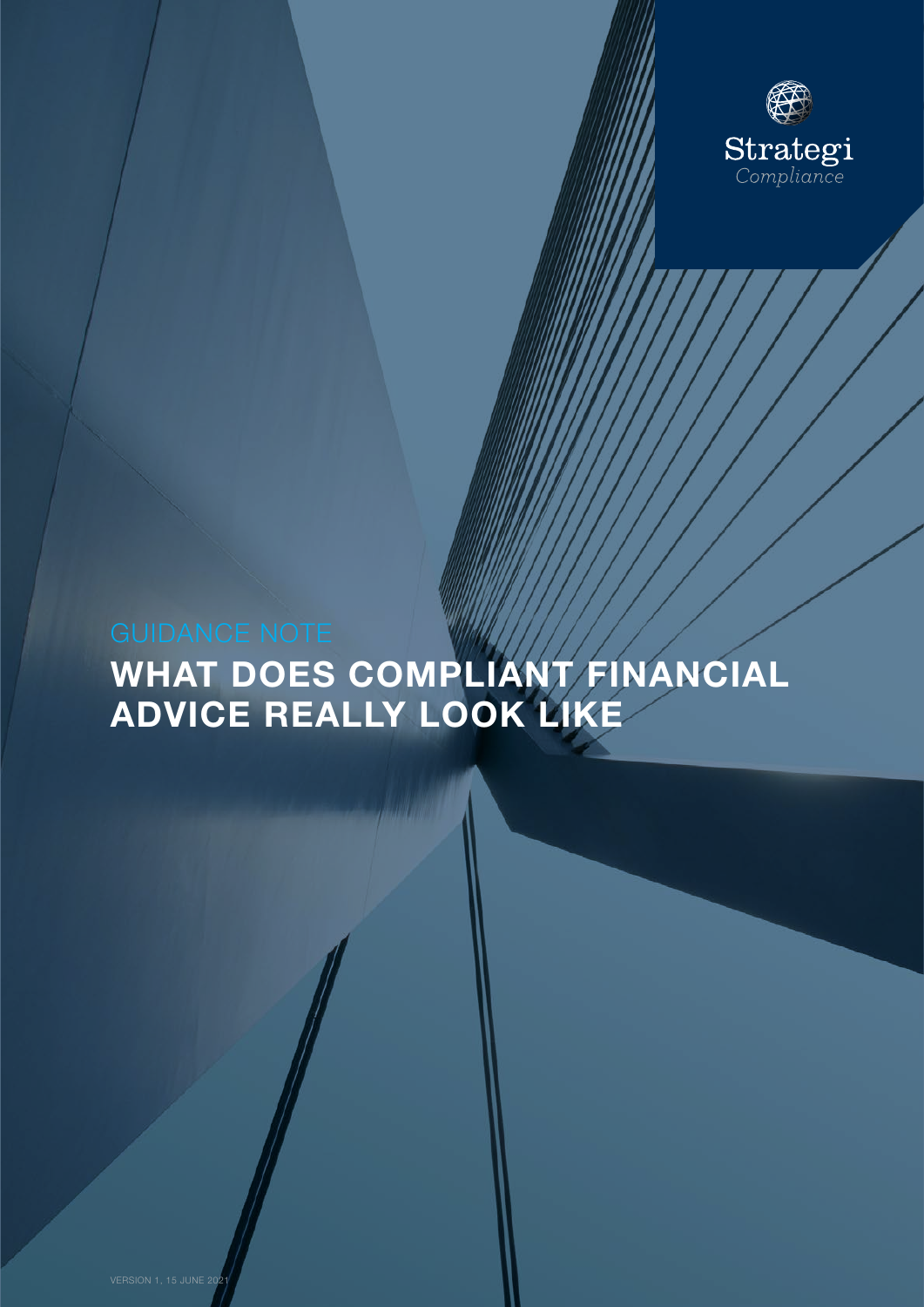Strategi
*Compliance*

GUIDANCE NOTE

# WHAT DOES COMPLIANT FINANCIAL ADVICE REALLY LOOK LIKE

VERSION 1, 15 JUNE 2021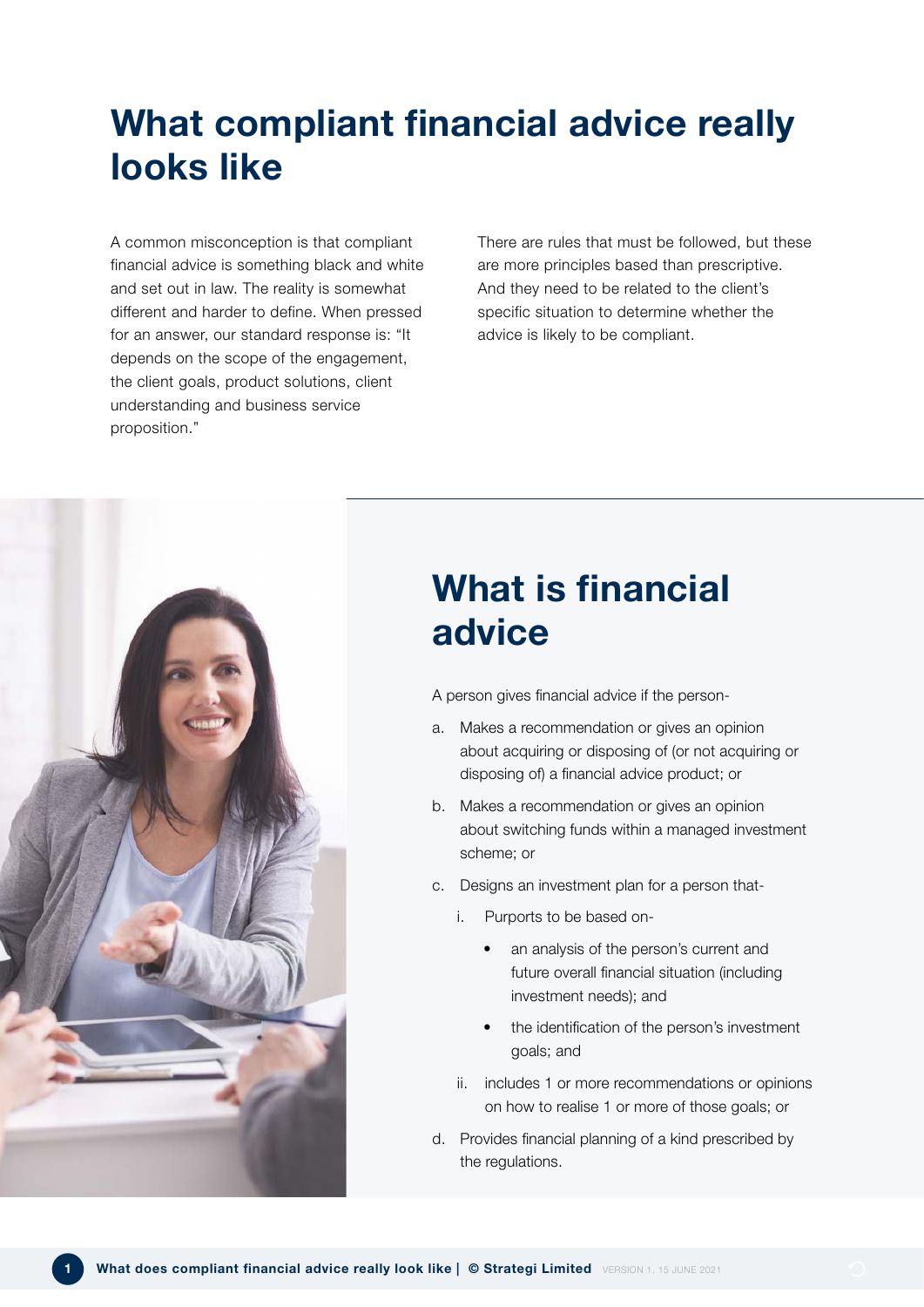# What compliant financial advice really looks like

A common misconception is that compliant financial advice is something black and white and set out in law. The reality is somewhat different and harder to define. When pressed for an answer, our standard response is: "It depends on the scope of the engagement, the client goals, product solutions, client understanding and business service proposition."

There are rules that must be followed, but these are more principles based than prescriptive. And they need to be related to the client's specific situation to determine whether the advice is likely to be compliant.

## What is financial advice

A person gives financial advice if the person-

a. Makes a recommendation or gives an opinion about acquiring or disposing of (or not acquiring or disposing of) a financial advice product; or

b. Makes a recommendation or gives an opinion about switching funds within a managed investment scheme; or

c. Designs an investment plan for a person that-

   i. Purports to be based on-

      - an analysis of the person's current and future overall financial situation (including investment needs); and
      - the identification of the person's investment goals; and

   ii. includes 1 or more recommendations or opinions on how to realise 1 or more of those goals; or

d. Provides financial planning of a kind prescribed by the regulations.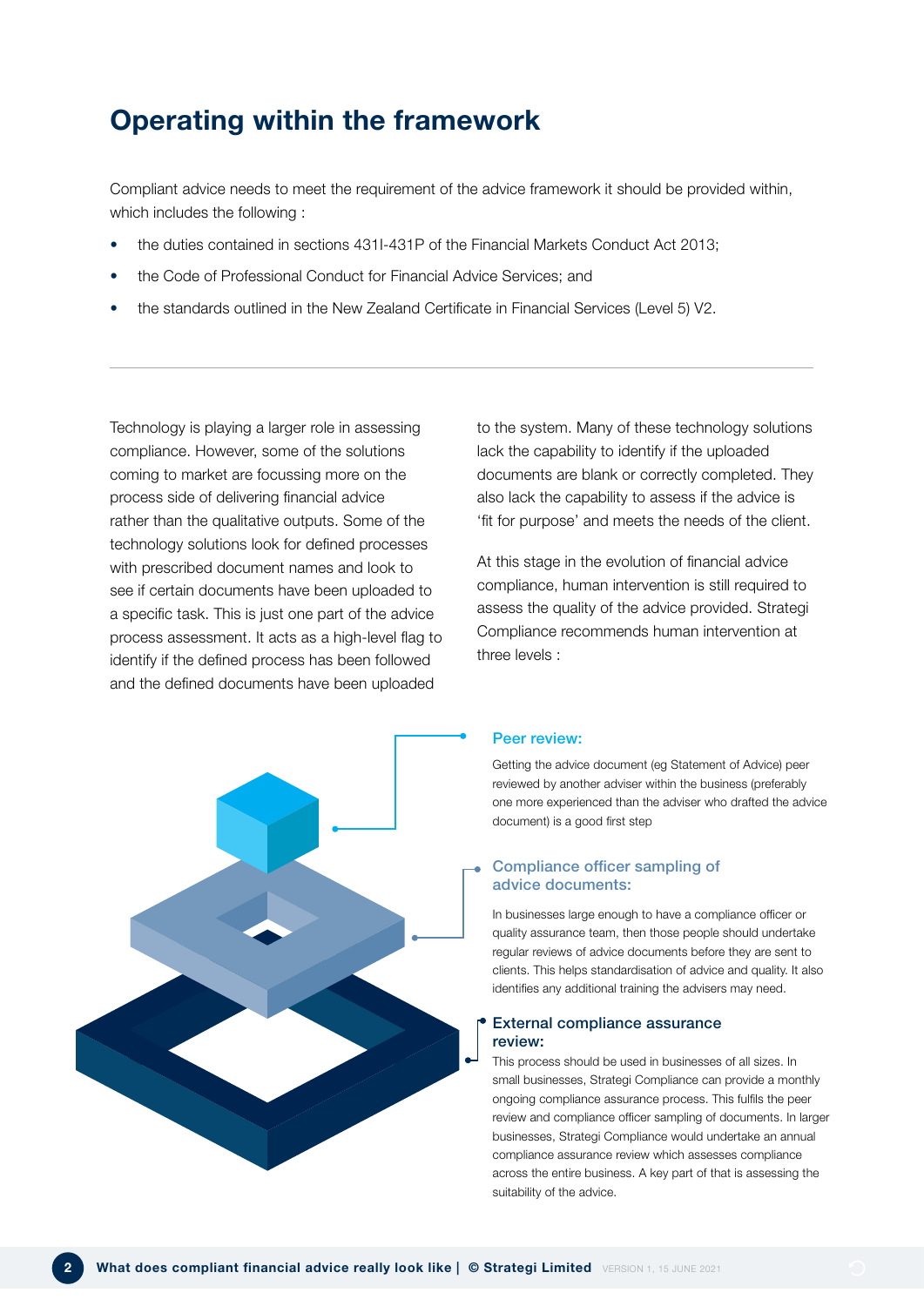# Operating within the framework

Compliant advice needs to meet the requirement of the advice framework it should be provided within, which includes the following :

- the duties contained in sections 431I-431P of the Financial Markets Conduct Act 2013;
- the Code of Professional Conduct for Financial Advice Services; and
- the standards outlined in the New Zealand Certificate in Financial Services (Level 5) V2.

---

Technology is playing a larger role in assessing compliance. However, some of the solutions coming to market are focussing more on the process side of delivering financial advice rather than the qualitative outputs. Some of the technology solutions look for defined processes with prescribed document names and look to see if certain documents have been uploaded to a specific task. This is just one part of the advice process assessment. It acts as a high-level flag to identify if the defined process has been followed and the defined documents have been uploaded to the system. Many of these technology solutions lack the capability to identify if the uploaded documents are blank or correctly completed. They also lack the capability to assess if the advice is 'fit for purpose' and meets the needs of the client.

At this stage in the evolution of financial advice compliance, human intervention is still required to assess the quality of the advice provided. Strategi Compliance recommends human intervention at three levels :

### Peer review:

Getting the advice document (eg Statement of Advice) peer reviewed by another adviser within the business (preferably one more experienced than the adviser who drafted the advice document) is a good first step

### Compliance officer sampling of advice documents:

In businesses large enough to have a compliance officer or quality assurance team, then those people should undertake regular reviews of advice documents before they are sent to clients. This helps standardisation of advice and quality. It also identifies any additional training the advisers may need.

### External compliance assurance review:

This process should be used in businesses of all sizes. In small businesses, Strategi Compliance can provide a monthly ongoing compliance assurance process. This fulfils the peer review and compliance officer sampling of documents. In larger businesses, Strategi Compliance would undertake an annual compliance assurance review which assesses compliance across the entire business. A key part of that is assessing the suitability of the advice.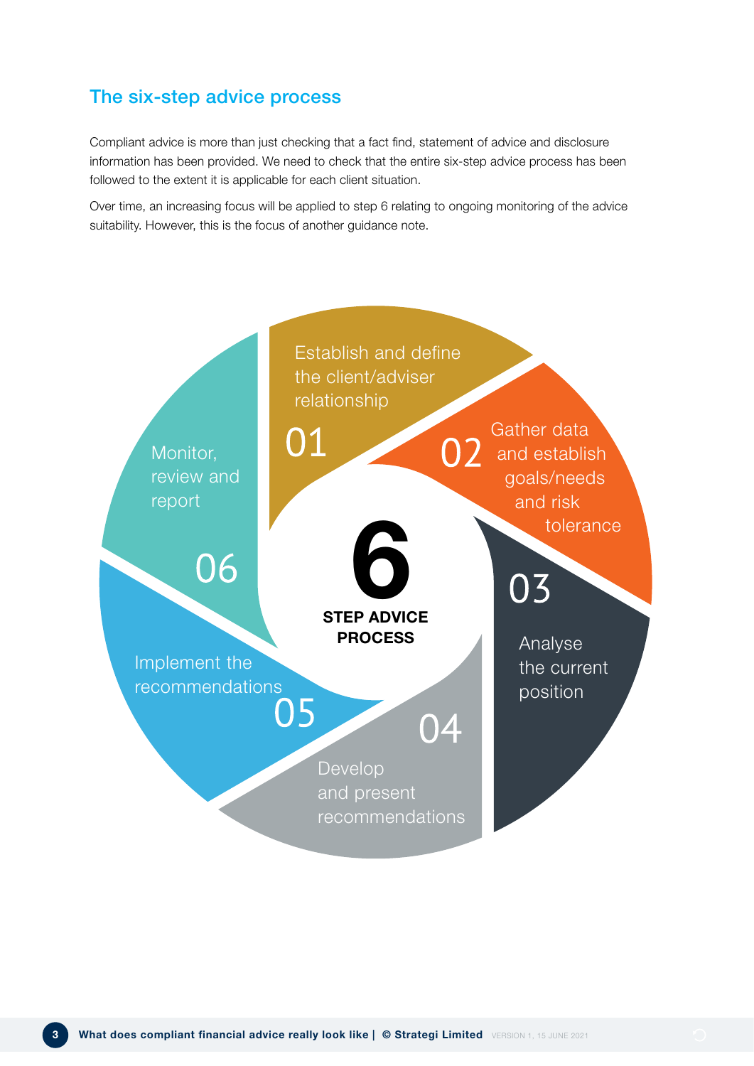## The six-step advice process

Compliant advice is more than just checking that a fact find, statement of advice and disclosure information has been provided. We need to check that the entire six-step advice process has been followed to the extent it is applicable for each client situation.

Over time, an increasing focus will be applied to step 6 relating to ongoing monitoring of the advice suitability. However, this is the focus of another guidance note.

**6 STEP ADVICE PROCESS**

01 Establish and define the client/adviser relationship

02 Gather data and establish goals/needs and risk tolerance

03 Analyse the current position

04 Develop and present recommendations

05 Implement the recommendations

06 Monitor, review and report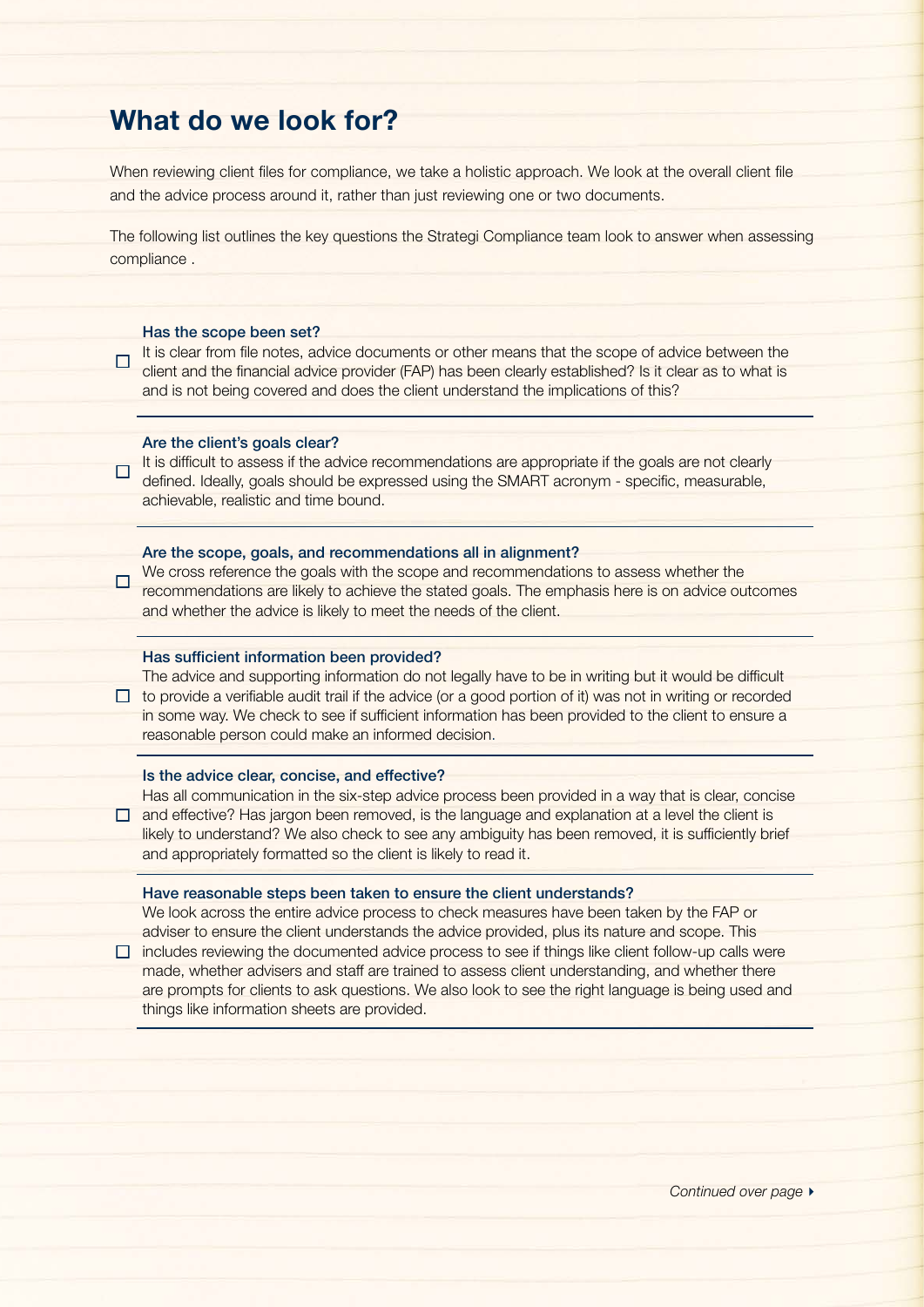## What do we look for?

When reviewing client files for compliance, we take a holistic approach. We look at the overall client file and the advice process around it, rather than just reviewing one or two documents.

The following list outlines the key questions the Strategi Compliance team look to answer when assessing compliance .

- [ ] **Has the scope been set?**
  It is clear from file notes, advice documents or other means that the scope of advice between the client and the financial advice provider (FAP) has been clearly established? Is it clear as to what is and is not being covered and does the client understand the implications of this?

- [ ] **Are the client's goals clear?**
  It is difficult to assess if the advice recommendations are appropriate if the goals are not clearly defined. Ideally, goals should be expressed using the SMART acronym - specific, measurable, achievable, realistic and time bound.

- [ ] **Are the scope, goals, and recommendations all in alignment?**
  We cross reference the goals with the scope and recommendations to assess whether the recommendations are likely to achieve the stated goals. The emphasis here is on advice outcomes and whether the advice is likely to meet the needs of the client.

- [ ] **Has sufficient information been provided?**
  The advice and supporting information do not legally have to be in writing but it would be difficult to provide a verifiable audit trail if the advice (or a good portion of it) was not in writing or recorded in some way. We check to see if sufficient information has been provided to the client to ensure a reasonable person could make an informed decision.

- [ ] **Is the advice clear, concise, and effective?**
  Has all communication in the six-step advice process been provided in a way that is clear, concise and effective? Has jargon been removed, is the language and explanation at a level the client is likely to understand? We also check to see any ambiguity has been removed, it is sufficiently brief and appropriately formatted so the client is likely to read it.

- [ ] **Have reasonable steps been taken to ensure the client understands?**
  We look across the entire advice process to check measures have been taken by the FAP or adviser to ensure the client understands the advice provided, plus its nature and scope. This includes reviewing the documented advice process to see if things like client follow-up calls were made, whether advisers and staff are trained to assess client understanding, and whether there are prompts for clients to ask questions. We also look to see the right language is being used and things like information sheets are provided.

*Continued over page* ▸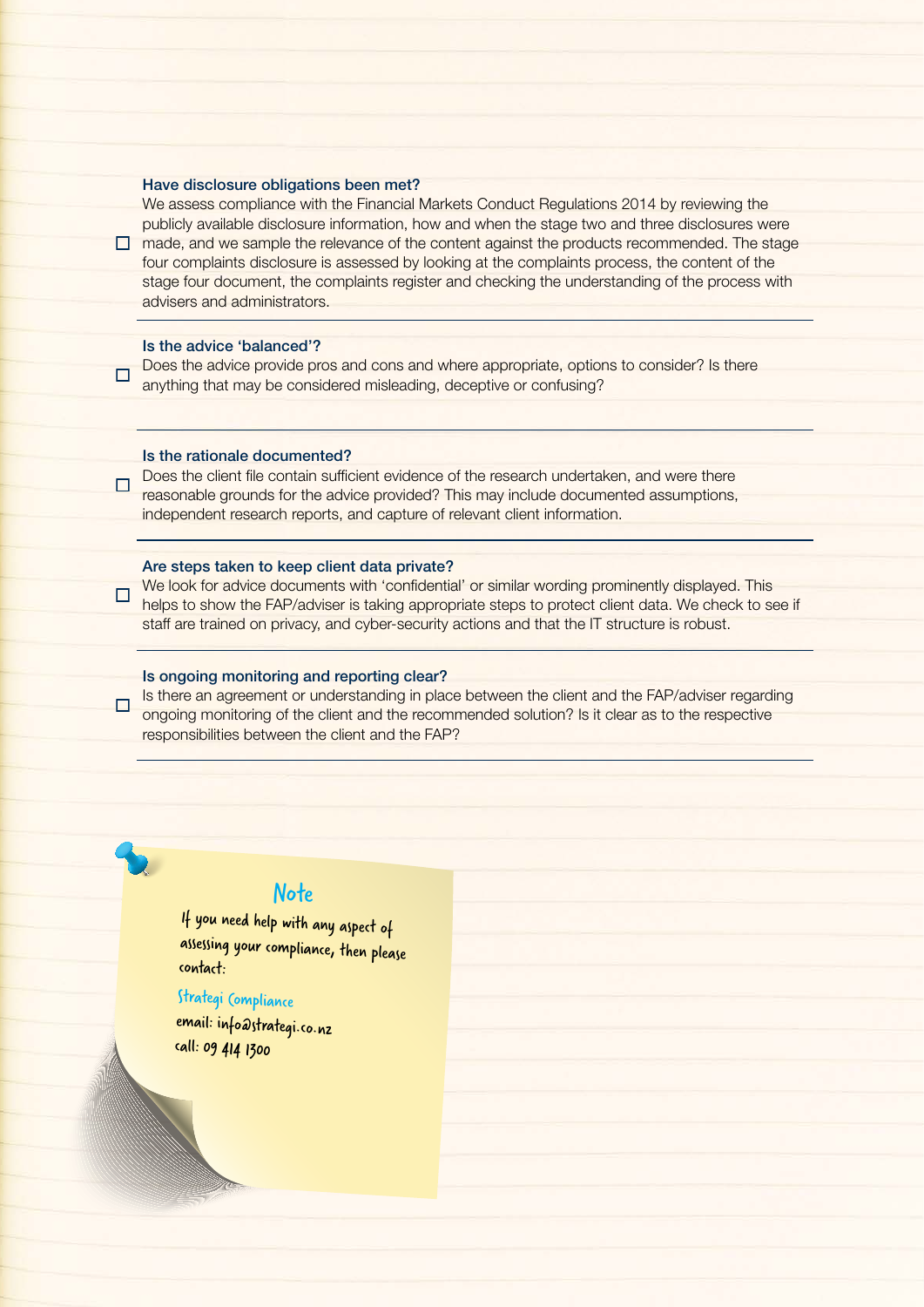- [ ] **Have disclosure obligations been met?**
  We assess compliance with the Financial Markets Conduct Regulations 2014 by reviewing the publicly available disclosure information, how and when the stage two and three disclosures were made, and we sample the relevance of the content against the products recommended. The stage four complaints disclosure is assessed by looking at the complaints process, the content of the stage four document, the complaints register and checking the understanding of the process with advisers and administrators.

---

- [ ] **Is the advice 'balanced'?**
  Does the advice provide pros and cons and where appropriate, options to consider? Is there anything that may be considered misleading, deceptive or confusing?

---

- [ ] **Is the rationale documented?**
  Does the client file contain sufficient evidence of the research undertaken, and were there reasonable grounds for the advice provided? This may include documented assumptions, independent research reports, and capture of relevant client information.

---

- [ ] **Are steps taken to keep client data private?**
  We look for advice documents with 'confidential' or similar wording prominently displayed. This helps to show the FAP/adviser is taking appropriate steps to protect client data. We check to see if staff are trained on privacy, and cyber-security actions and that the IT structure is robust.

---

- [ ] **Is ongoing monitoring and reporting clear?**
  Is there an agreement or understanding in place between the client and the FAP/adviser regarding ongoing monitoring of the client and the recommended solution? Is it clear as to the respective responsibilities between the client and the FAP?

---

**Note**

If you need help with any aspect of assessing your compliance, then please contact:

Strategi Compliance
email: info@strategi.co.nz
call: 09 414 1300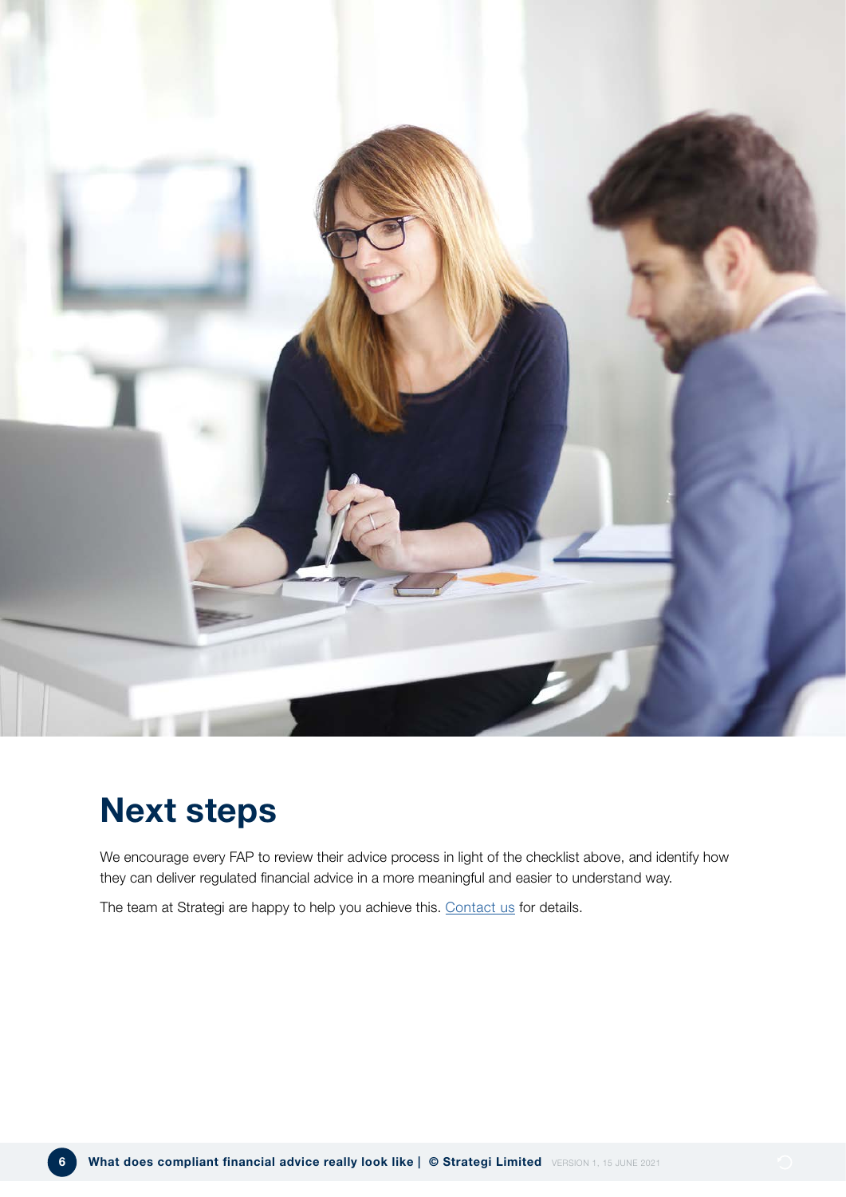## Next steps

We encourage every FAP to review their advice process in light of the checklist above, and identify how they can deliver regulated financial advice in a more meaningful and easier to understand way.

The team at Strategi are happy to help you achieve this. [Contact us](#) for details.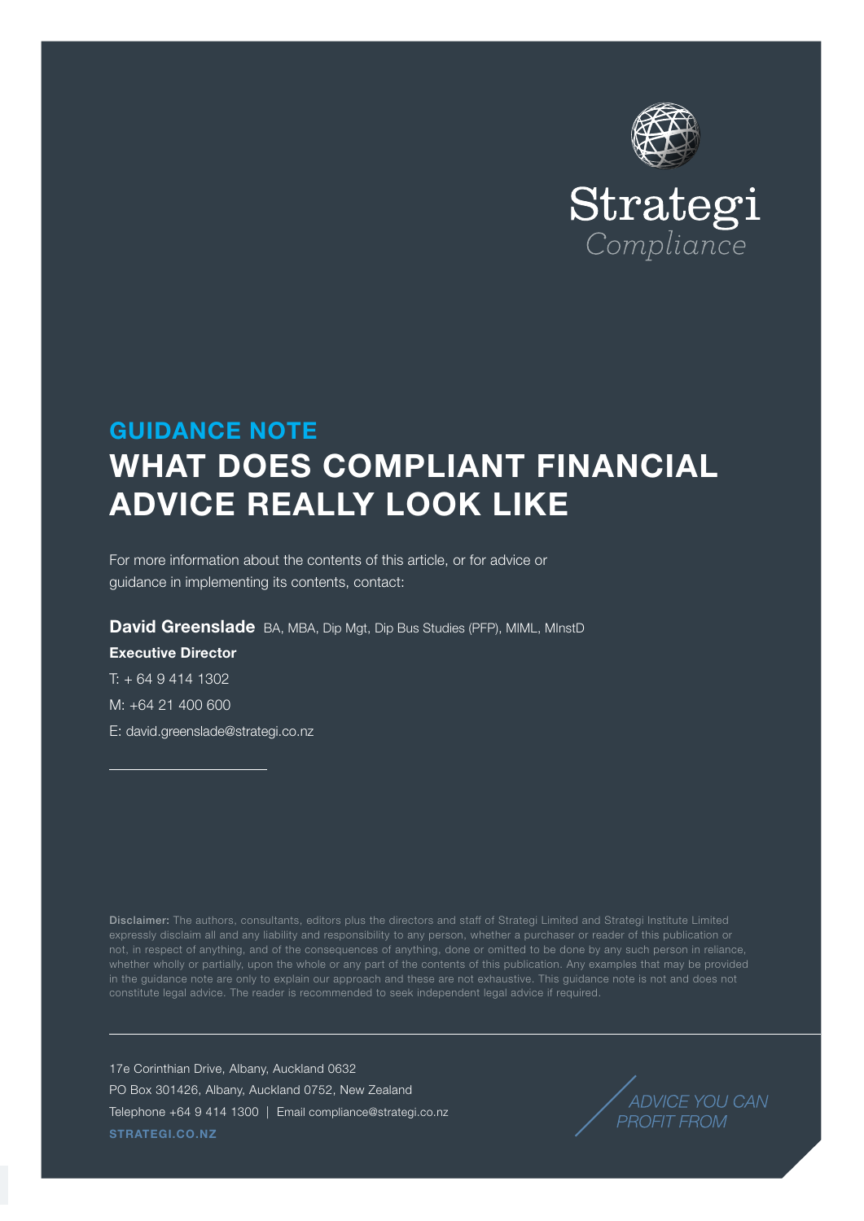Strategi
*Compliance*

## GUIDANCE NOTE

# WHAT DOES COMPLIANT FINANCIAL ADVICE REALLY LOOK LIKE

For more information about the contents of this article, or for advice or guidance in implementing its contents, contact:

**David Greenslade** BA, MBA, Dip Mgt, Dip Bus Studies (PFP), MIML, MInstD

**Executive Director**

T: + 64 9 414 1302

M: +64 21 400 600

E: david.greenslade@strategi.co.nz

**Disclaimer:** The authors, consultants, editors plus the directors and staff of Strategi Limited and Strategi Institute Limited expressly disclaim all and any liability and responsibility to any person, whether a purchaser or reader of this publication or not, in respect of anything, and of the consequences of anything, done or omitted to be done by any such person in reliance, whether wholly or partially, upon the whole or any part of the contents of this publication. Any examples that may be provided in the guidance note are only to explain our approach and these are not exhaustive. This guidance note is not and does not constitute legal advice. The reader is recommended to seek independent legal advice if required.

17e Corinthian Drive, Albany, Auckland 0632

PO Box 301426, Albany, Auckland 0752, New Zealand

Telephone +64 9 414 1300 | Email compliance@strategi.co.nz

**STRATEGI.CO.NZ**

*ADVICE YOU CAN PROFIT FROM*